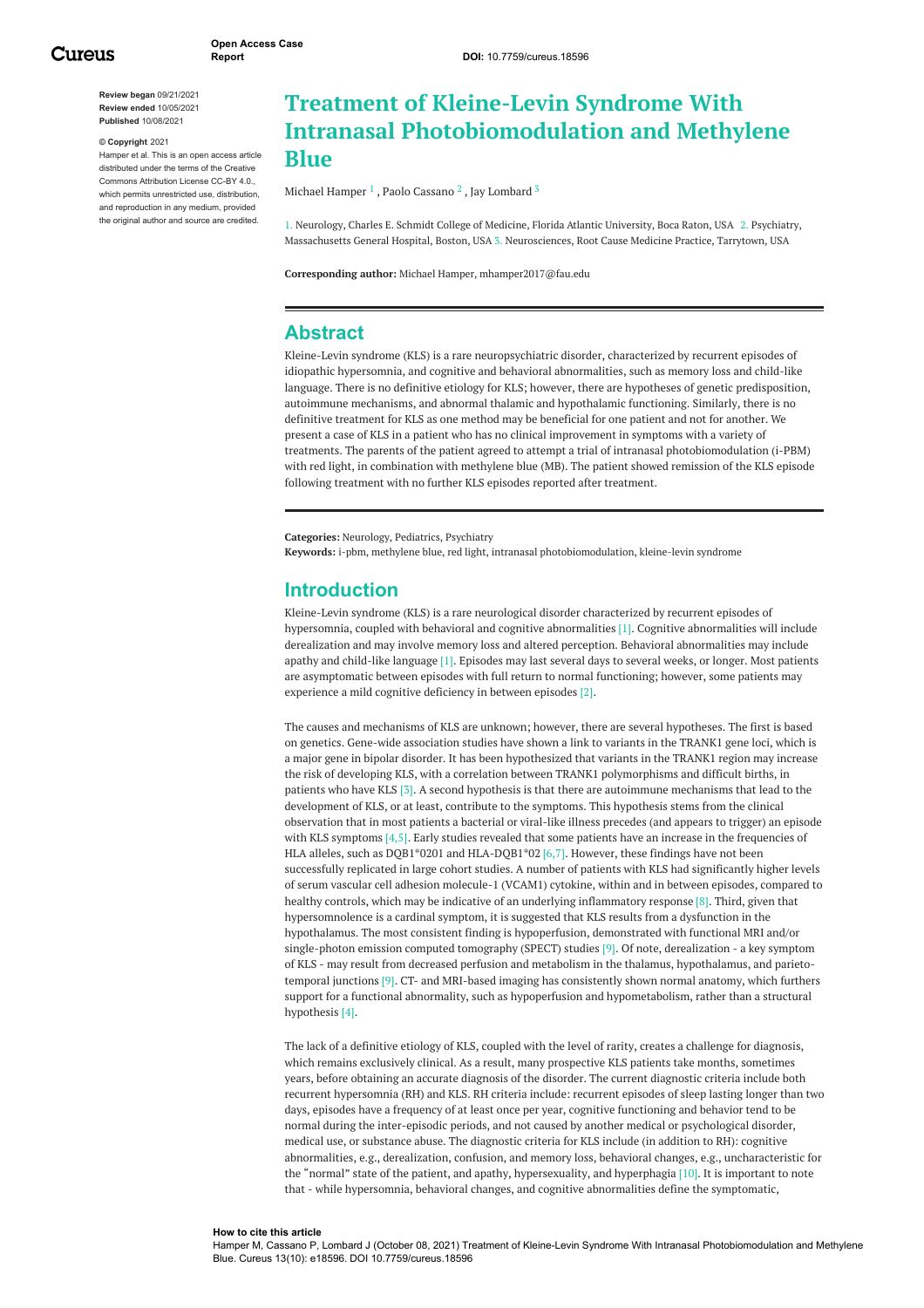# Treatment of Kleine-Levin Syndrome With Intranasal Photobiomodulation and Methylene Blue

Michael Hamper [1] , Paolo Cassano [2] , Jay Lombard [3]

1. Neurology, Charles E. Schmidt College of Medicine, Florida Atlantic University, Boca Raton, USA 2. Psychiatry, Massachusetts General Hospital, Boston, USA 3. Neurosciences, Root Cause Medicine Practice, Tarrytown, USA

**Corresponding author:** Michael Hamper, mhamper2017@fau.edu

**Review began** 09/21/2021
**Review ended** 10/05/2021
**Published** 10/08/2021

**© Copyright** 2021
Hamper et al. This is an open access article distributed under the terms of the Creative Commons Attribution License CC-BY 4.0., which permits unrestricted use, distribution, and reproduction in any medium, provided the original author and source are credited.

## Abstract

Kleine-Levin syndrome (KLS) is a rare neuropsychiatric disorder, characterized by recurrent episodes of idiopathic hypersomnia, and cognitive and behavioral abnormalities, such as memory loss and child-like language. There is no definitive etiology for KLS; however, there are hypotheses of genetic predisposition, autoimmune mechanisms, and abnormal thalamic and hypothalamic functioning. Similarly, there is no definitive treatment for KLS as one method may be beneficial for one patient and not for another. We present a case of KLS in a patient who has no clinical improvement in symptoms with a variety of treatments. The parents of the patient agreed to attempt a trial of intranasal photobiomodulation (i-PBM) with red light, in combination with methylene blue (MB). The patient showed remission of the KLS episode following treatment with no further KLS episodes reported after treatment.

**Categories:** Neurology, Pediatrics, Psychiatry
**Keywords:** i-pbm, methylene blue, red light, intranasal photobiomodulation, kleine-levin syndrome

## Introduction

Kleine-Levin syndrome (KLS) is a rare neurological disorder characterized by recurrent episodes of hypersomnia, coupled with behavioral and cognitive abnormalities [1]. Cognitive abnormalities will include derealization and may involve memory loss and altered perception. Behavioral abnormalities may include apathy and child-like language [1]. Episodes may last several days to several weeks, or longer. Most patients are asymptomatic between episodes with full return to normal functioning; however, some patients may experience a mild cognitive deficiency in between episodes [2].

The causes and mechanisms of KLS are unknown; however, there are several hypotheses. The first is based on genetics. Gene-wide association studies have shown a link to variants in the TRANK1 gene loci, which is a major gene in bipolar disorder. It has been hypothesized that variants in the TRANK1 region may increase the risk of developing KLS, with a correlation between TRANK1 polymorphisms and difficult births, in patients who have KLS [3]. A second hypothesis is that there are autoimmune mechanisms that lead to the development of KLS, or at least, contribute to the symptoms. This hypothesis stems from the clinical observation that in most patients a bacterial or viral-like illness precedes (and appears to trigger) an episode with KLS symptoms [4,5]. Early studies revealed that some patients have an increase in the frequencies of HLA alleles, such as DQB1*0201 and HLA-DQB1*02 [6,7]. However, these findings have not been successfully replicated in large cohort studies. A number of patients with KLS had significantly higher levels of serum vascular cell adhesion molecule-1 (VCAM1) cytokine, within and in between episodes, compared to healthy controls, which may be indicative of an underlying inflammatory response [8]. Third, given that hypersomnolence is a cardinal symptom, it is suggested that KLS results from a dysfunction in the hypothalamus. The most consistent finding is hypoperfusion, demonstrated with functional MRI and/or single-photon emission computed tomography (SPECT) studies [9]. Of note, derealization - a key symptom of KLS - may result from decreased perfusion and metabolism in the thalamus, hypothalamus, and parieto-temporal junctions [9]. CT- and MRI-based imaging has consistently shown normal anatomy, which furthers support for a functional abnormality, such as hypoperfusion and hypometabolism, rather than a structural hypothesis [4].

The lack of a definitive etiology of KLS, coupled with the level of rarity, creates a challenge for diagnosis, which remains exclusively clinical. As a result, many prospective KLS patients take months, sometimes years, before obtaining an accurate diagnosis of the disorder. The current diagnostic criteria include both recurrent hypersomnia (RH) and KLS. RH criteria include: recurrent episodes of sleep lasting longer than two days, episodes have a frequency of at least once per year, cognitive functioning and behavior tend to be normal during the inter-episodic periods, and not caused by another medical or psychological disorder, medical use, or substance abuse. The diagnostic criteria for KLS include (in addition to RH): cognitive abnormalities, e.g., derealization, confusion, and memory loss, behavioral changes, e.g., uncharacteristic for the "normal" state of the patient, and apathy, hypersexuality, and hyperphagia [10]. It is important to note that - while hypersomnia, behavioral changes, and cognitive abnormalities define the symptomatic,

**How to cite this article**
Hamper M, Cassano P, Lombard J (October 08, 2021) Treatment of Kleine-Levin Syndrome With Intranasal Photobiomodulation and Methylene Blue. Cureus 13(10): e18596. DOI 10.7759/cureus.18596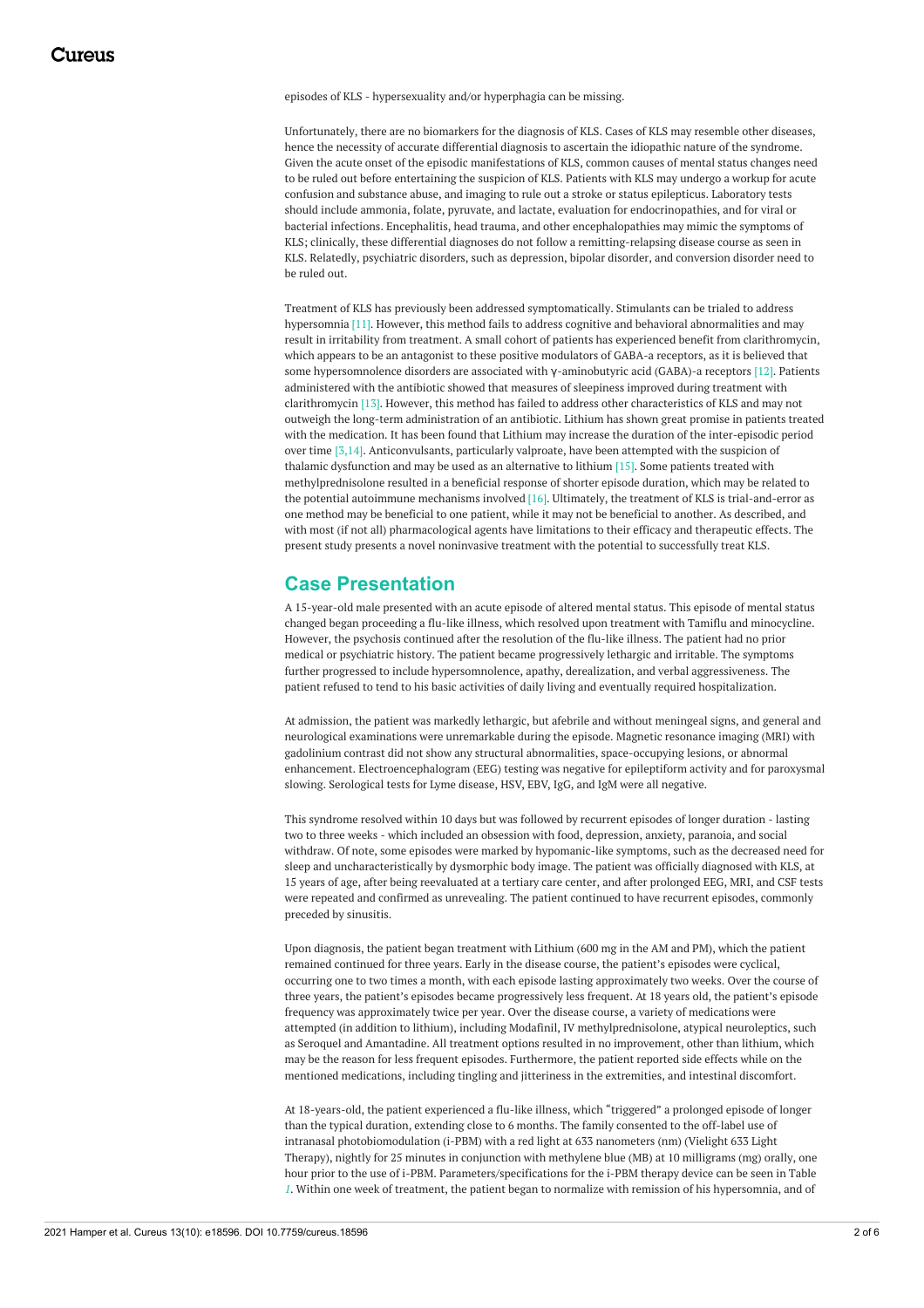episodes of KLS - hypersexuality and/or hyperphagia can be missing.

Unfortunately, there are no biomarkers for the diagnosis of KLS. Cases of KLS may resemble other diseases, hence the necessity of accurate differential diagnosis to ascertain the idiopathic nature of the syndrome. Given the acute onset of the episodic manifestations of KLS, common causes of mental status changes need to be ruled out before entertaining the suspicion of KLS. Patients with KLS may undergo a workup for acute confusion and substance abuse, and imaging to rule out a stroke or status epilepticus. Laboratory tests should include ammonia, folate, pyruvate, and lactate, evaluation for endocrinopathies, and for viral or bacterial infections. Encephalitis, head trauma, and other encephalopathies may mimic the symptoms of KLS; clinically, these differential diagnoses do not follow a remitting-relapsing disease course as seen in KLS. Relatedly, psychiatric disorders, such as depression, bipolar disorder, and conversion disorder need to be ruled out.

Treatment of KLS has previously been addressed symptomatically. Stimulants can be trialed to address hypersomnia [11]. However, this method fails to address cognitive and behavioral abnormalities and may result in irritability from treatment. A small cohort of patients has experienced benefit from clarithromycin, which appears to be an antagonist to these positive modulators of GABA-a receptors, as it is believed that some hypersomnolence disorders are associated with γ-aminobutyric acid (GABA)-a receptors [12]. Patients administered with the antibiotic showed that measures of sleepiness improved during treatment with clarithromycin [13]. However, this method has failed to address other characteristics of KLS and may not outweigh the long-term administration of an antibiotic. Lithium has shown great promise in patients treated with the medication. It has been found that Lithium may increase the duration of the inter-episodic period over time [3,14]. Anticonvulsants, particularly valproate, have been attempted with the suspicion of thalamic dysfunction and may be used as an alternative to lithium [15]. Some patients treated with methylprednisolone resulted in a beneficial response of shorter episode duration, which may be related to the potential autoimmune mechanisms involved [16]. Ultimately, the treatment of KLS is trial-and-error as one method may be beneficial to one patient, while it may not be beneficial to another. As described, and with most (if not all) pharmacological agents have limitations to their efficacy and therapeutic effects. The present study presents a novel noninvasive treatment with the potential to successfully treat KLS.

## Case Presentation

A 15-year-old male presented with an acute episode of altered mental status. This episode of mental status changed began proceeding a flu-like illness, which resolved upon treatment with Tamiflu and minocycline. However, the psychosis continued after the resolution of the flu-like illness. The patient had no prior medical or psychiatric history. The patient became progressively lethargic and irritable. The symptoms further progressed to include hypersomnolence, apathy, derealization, and verbal aggressiveness. The patient refused to tend to his basic activities of daily living and eventually required hospitalization.

At admission, the patient was markedly lethargic, but afebrile and without meningeal signs, and general and neurological examinations were unremarkable during the episode. Magnetic resonance imaging (MRI) with gadolinium contrast did not show any structural abnormalities, space-occupying lesions, or abnormal enhancement. Electroencephalogram (EEG) testing was negative for epileptiform activity and for paroxysmal slowing. Serological tests for Lyme disease, HSV, EBV, IgG, and IgM were all negative.

This syndrome resolved within 10 days but was followed by recurrent episodes of longer duration - lasting two to three weeks - which included an obsession with food, depression, anxiety, paranoia, and social withdraw. Of note, some episodes were marked by hypomanic-like symptoms, such as the decreased need for sleep and uncharacteristically by dysmorphic body image. The patient was officially diagnosed with KLS, at 15 years of age, after being reevaluated at a tertiary care center, and after prolonged EEG, MRI, and CSF tests were repeated and confirmed as unrevealing. The patient continued to have recurrent episodes, commonly preceded by sinusitis.

Upon diagnosis, the patient began treatment with Lithium (600 mg in the AM and PM), which the patient remained continued for three years. Early in the disease course, the patient's episodes were cyclical, occurring one to two times a month, with each episode lasting approximately two weeks. Over the course of three years, the patient's episodes became progressively less frequent. At 18 years old, the patient's episode frequency was approximately twice per year. Over the disease course, a variety of medications were attempted (in addition to lithium), including Modafinil, IV methylprednisolone, atypical neuroleptics, such as Seroquel and Amantadine. All treatment options resulted in no improvement, other than lithium, which may be the reason for less frequent episodes. Furthermore, the patient reported side effects while on the mentioned medications, including tingling and jitteriness in the extremities, and intestinal discomfort.

At 18-years-old, the patient experienced a flu-like illness, which "triggered" a prolonged episode of longer than the typical duration, extending close to 6 months. The family consented to the off-label use of intranasal photobiomodulation (i-PBM) with a red light at 633 nanometers (nm) (Vielight 633 Light Therapy), nightly for 25 minutes in conjunction with methylene blue (MB) at 10 milligrams (mg) orally, one hour prior to the use of i-PBM. Parameters/specifications for the i-PBM therapy device can be seen in Table *1*. Within one week of treatment, the patient began to normalize with remission of his hypersomnia, and of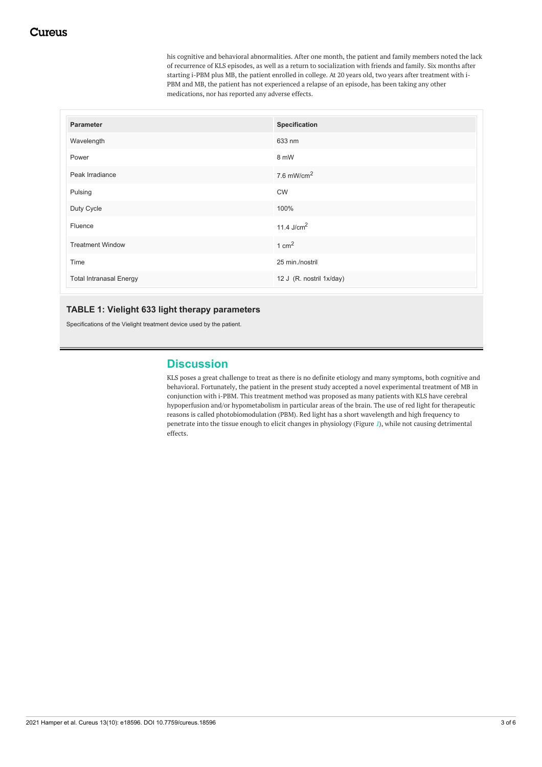his cognitive and behavioral abnormalities. After one month, the patient and family members noted the lack of recurrence of KLS episodes, as well as a return to socialization with friends and family. Six months after starting i-PBM plus MB, the patient enrolled in college. At 20 years old, two years after treatment with i-PBM and MB, the patient has not experienced a relapse of an episode, has been taking any other medications, nor has reported any adverse effects.

| Parameter | Specification |
| --- | --- |
| Wavelength | 633 nm |
| Power | 8 mW |
| Peak Irradiance | 7.6 $mW/cm^2$ |
| Pulsing | CW |
| Duty Cycle | 100% |
| Fluence | 11.4 $J/cm^2$ |
| Treatment Window | 1 $cm^2$ |
| Time | 25 min./nostril |
| Total Intranasal Energy | 12 J (R. nostril 1x/day) |

**TABLE 1: Vielight 633 light therapy parameters**

Specifications of the Vielight treatment device used by the patient.

## Discussion

KLS poses a great challenge to treat as there is no definite etiology and many symptoms, both cognitive and behavioral. Fortunately, the patient in the present study accepted a novel experimental treatment of MB in conjunction with i-PBM. This treatment method was proposed as many patients with KLS have cerebral hypoperfusion and/or hypometabolism in particular areas of the brain. The use of red light for therapeutic reasons is called photobiomodulation (PBM). Red light has a short wavelength and high frequency to penetrate into the tissue enough to elicit changes in physiology (Figure *1*), while not causing detrimental effects.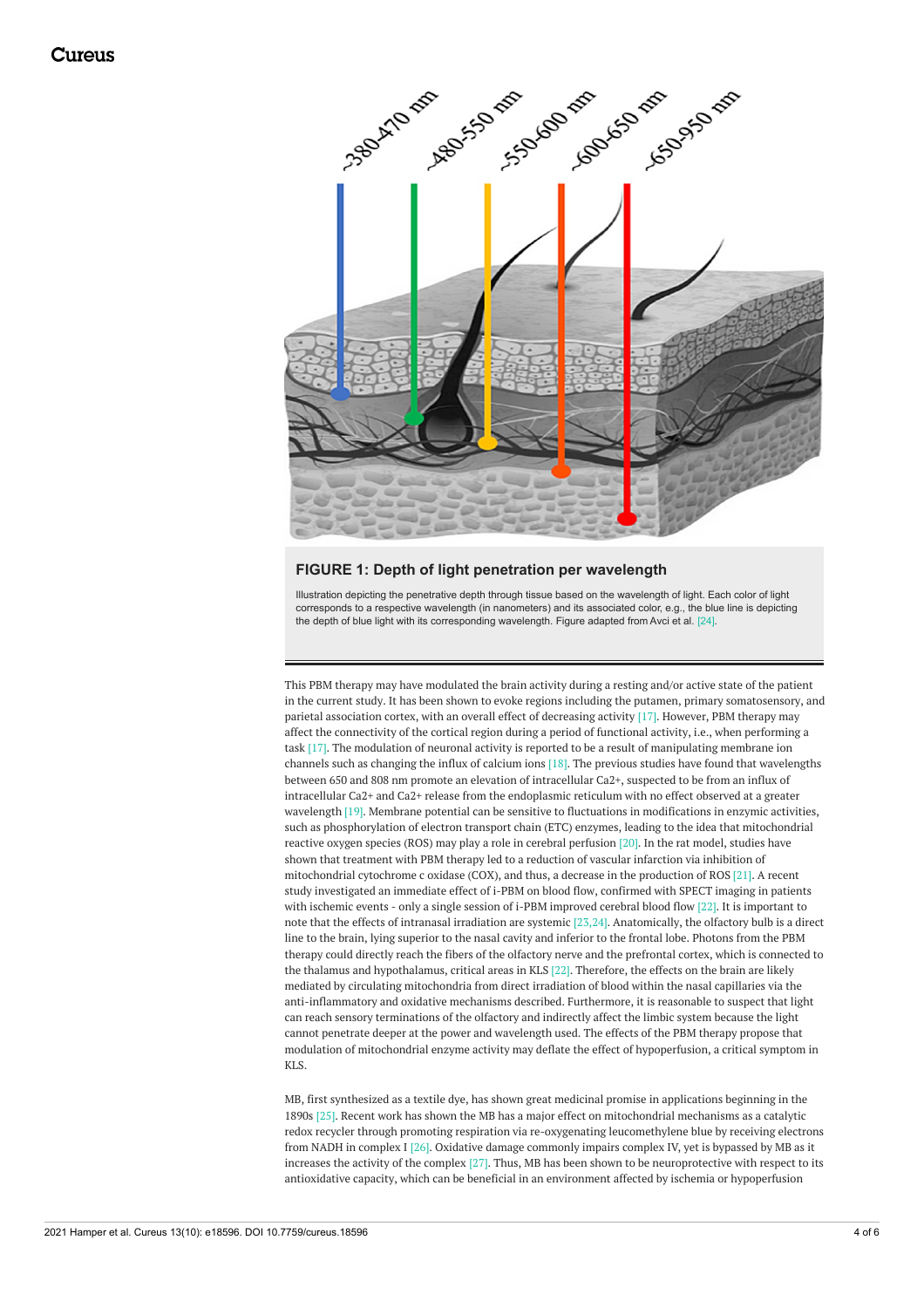**FIGURE 1: Depth of light penetration per wavelength**

Illustration depicting the penetrative depth through tissue based on the wavelength of light. Each color of light corresponds to a respective wavelength (in nanometers) and its associated color, e.g., the blue line is depicting the depth of blue light with its corresponding wavelength. Figure adapted from Avci et al. [24].

This PBM therapy may have modulated the brain activity during a resting and/or active state of the patient in the current study. It has been shown to evoke regions including the putamen, primary somatosensory, and parietal association cortex, with an overall effect of decreasing activity [17]. However, PBM therapy may affect the connectivity of the cortical region during a period of functional activity, i.e., when performing a task [17]. The modulation of neuronal activity is reported to be a result of manipulating membrane ion channels such as changing the influx of calcium ions [18]. The previous studies have found that wavelengths between 650 and 808 nm promote an elevation of intracellular $Ca^{2+}$, suspected to be from an influx of intracellular $Ca^{2+}$ and $Ca^{2+}$ release from the endoplasmic reticulum with no effect observed at a greater wavelength [19]. Membrane potential can be sensitive to fluctuations in modifications in enzymic activities, such as phosphorylation of electron transport chain (ETC) enzymes, leading to the idea that mitochondrial reactive oxygen species (ROS) may play a role in cerebral perfusion [20]. In the rat model, studies have shown that treatment with PBM therapy led to a reduction of vascular infarction via inhibition of mitochondrial cytochrome c oxidase (COX), and thus, a decrease in the production of ROS [21]. A recent study investigated an immediate effect of i-PBM on blood flow, confirmed with SPECT imaging in patients with ischemic events - only a single session of i-PBM improved cerebral blood flow [22]. It is important to note that the effects of intranasal irradiation are systemic [23,24]. Anatomically, the olfactory bulb is a direct line to the brain, lying superior to the nasal cavity and inferior to the frontal lobe. Photons from the PBM therapy could directly reach the fibers of the olfactory nerve and the prefrontal cortex, which is connected to the thalamus and hypothalamus, critical areas in KLS [22]. Therefore, the effects on the brain are likely mediated by circulating mitochondria from direct irradiation of blood within the nasal capillaries via the anti-inflammatory and oxidative mechanisms described. Furthermore, it is reasonable to suspect that light can reach sensory terminations of the olfactory and indirectly affect the limbic system because the light cannot penetrate deeper at the power and wavelength used. The effects of the PBM therapy propose that modulation of mitochondrial enzyme activity may deflate the effect of hypoperfusion, a critical symptom in KLS.

MB, first synthesized as a textile dye, has shown great medicinal promise in applications beginning in the 1890s [25]. Recent work has shown the MB has a major effect on mitochondrial mechanisms as a catalytic redox recycler through promoting respiration via re-oxygenating leucomethylene blue by receiving electrons from NADH in complex I [26]. Oxidative damage commonly impairs complex IV, yet is bypassed by MB as it increases the activity of the complex [27]. Thus, MB has been shown to be neuroprotective with respect to its antioxidative capacity, which can be beneficial in an environment affected by ischemia or hypoperfusion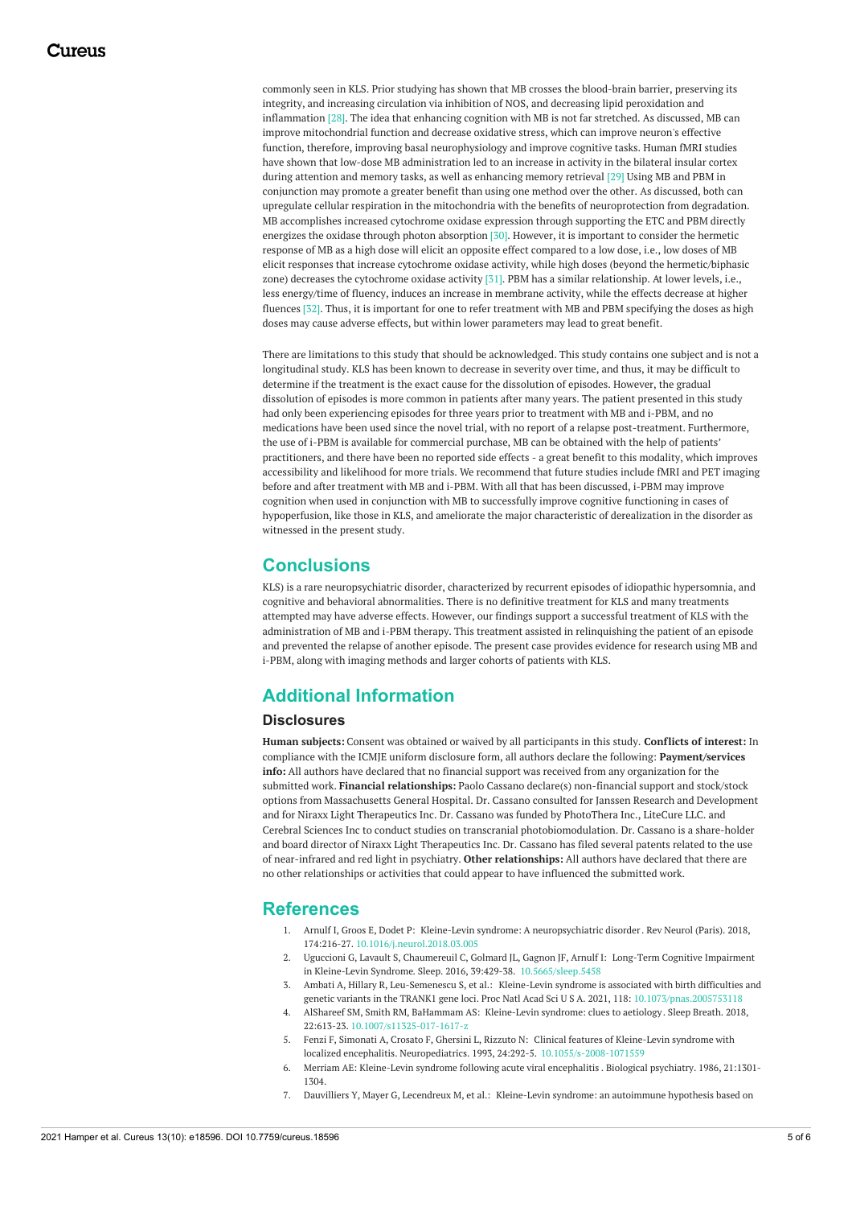commonly seen in KLS. Prior studying has shown that MB crosses the blood-brain barrier, preserving its integrity, and increasing circulation via inhibition of NOS, and decreasing lipid peroxidation and inflammation [28]. The idea that enhancing cognition with MB is not far stretched. As discussed, MB can improve mitochondrial function and decrease oxidative stress, which can improve neuron's effective function, therefore, improving basal neurophysiology and improve cognitive tasks. Human fMRI studies have shown that low-dose MB administration led to an increase in activity in the bilateral insular cortex during attention and memory tasks, as well as enhancing memory retrieval [29] Using MB and PBM in conjunction may promote a greater benefit than using one method over the other. As discussed, both can upregulate cellular respiration in the mitochondria with the benefits of neuroprotection from degradation. MB accomplishes increased cytochrome oxidase expression through supporting the ETC and PBM directly energizes the oxidase through photon absorption [30]. However, it is important to consider the hermetic response of MB as a high dose will elicit an opposite effect compared to a low dose, i.e., low doses of MB elicit responses that increase cytochrome oxidase activity, while high doses (beyond the hermetic/biphasic zone) decreases the cytochrome oxidase activity [31]. PBM has a similar relationship. At lower levels, i.e., less energy/time of fluency, induces an increase in membrane activity, while the effects decrease at higher fluences [32]. Thus, it is important for one to refer treatment with MB and PBM specifying the doses as high doses may cause adverse effects, but within lower parameters may lead to great benefit.

There are limitations to this study that should be acknowledged. This study contains one subject and is not a longitudinal study. KLS has been known to decrease in severity over time, and thus, it may be difficult to determine if the treatment is the exact cause for the dissolution of episodes. However, the gradual dissolution of episodes is more common in patients after many years. The patient presented in this study had only been experiencing episodes for three years prior to treatment with MB and i-PBM, and no medications have been used since the novel trial, with no report of a relapse post-treatment. Furthermore, the use of i-PBM is available for commercial purchase, MB can be obtained with the help of patients' practitioners, and there have been no reported side effects - a great benefit to this modality, which improves accessibility and likelihood for more trials. We recommend that future studies include fMRI and PET imaging before and after treatment with MB and i-PBM. With all that has been discussed, i-PBM may improve cognition when used in conjunction with MB to successfully improve cognitive functioning in cases of hypoperfusion, like those in KLS, and ameliorate the major characteristic of derealization in the disorder as witnessed in the present study.

## Conclusions

KLS) is a rare neuropsychiatric disorder, characterized by recurrent episodes of idiopathic hypersomnia, and cognitive and behavioral abnormalities. There is no definitive treatment for KLS and many treatments attempted may have adverse effects. However, our findings support a successful treatment of KLS with the administration of MB and i-PBM therapy. This treatment assisted in relinquishing the patient of an episode and prevented the relapse of another episode. The present case provides evidence for research using MB and i-PBM, along with imaging methods and larger cohorts of patients with KLS.

## Additional Information

### Disclosures

**Human subjects:** Consent was obtained or waived by all participants in this study. **Conflicts of interest:** In compliance with the ICMJE uniform disclosure form, all authors declare the following: **Payment/services info:** All authors have declared that no financial support was received from any organization for the submitted work. **Financial relationships:** Paolo Cassano declare(s) non-financial support and stock/stock options from Massachusetts General Hospital. Dr. Cassano consulted for Janssen Research and Development and for Niraxx Light Therapeutics Inc. Dr. Cassano was funded by PhotoThera Inc., LiteCure LLC. and Cerebral Sciences Inc to conduct studies on transcranial photobiomodulation. Dr. Cassano is a share-holder and board director of Niraxx Light Therapeutics Inc. Dr. Cassano has filed several patents related to the use of near-infrared and red light in psychiatry. **Other relationships:** All authors have declared that there are no other relationships or activities that could appear to have influenced the submitted work.

## References

1. Arnulf I, Groos E, Dodet P: Kleine-Levin syndrome: A neuropsychiatric disorder. Rev Neurol (Paris). 2018, 174:216-27. 10.1016/j.neurol.2018.03.005
2. Uguccioni G, Lavault S, Chaumereuil C, Golmard JL, Gagnon JF, Arnulf I: Long-Term Cognitive Impairment in Kleine-Levin Syndrome. Sleep. 2016, 39:429-38. 10.5665/sleep.5458
3. Ambati A, Hillary R, Leu-Semenescu S, et al.: Kleine-Levin syndrome is associated with birth difficulties and genetic variants in the TRANK1 gene loci. Proc Natl Acad Sci U S A. 2021, 118: 10.1073/pnas.2005753118
4. AlShareef SM, Smith RM, BaHammam AS: Kleine-Levin syndrome: clues to aetiology. Sleep Breath. 2018, 22:613-23. 10.1007/s11325-017-1617-z
5. Fenzi F, Simonati A, Crosato F, Ghersini L, Rizzuto N: Clinical features of Kleine-Levin syndrome with localized encephalitis. Neuropediatrics. 1993, 24:292-5. 10.1055/s-2008-1071559
6. Merriam AE: Kleine-Levin syndrome following acute viral encephalitis. Biological psychiatry. 1986, 21:1301-1304.
7. Dauvilliers Y, Mayer G, Lecendreux M, et al.: Kleine-Levin syndrome: an autoimmune hypothesis based on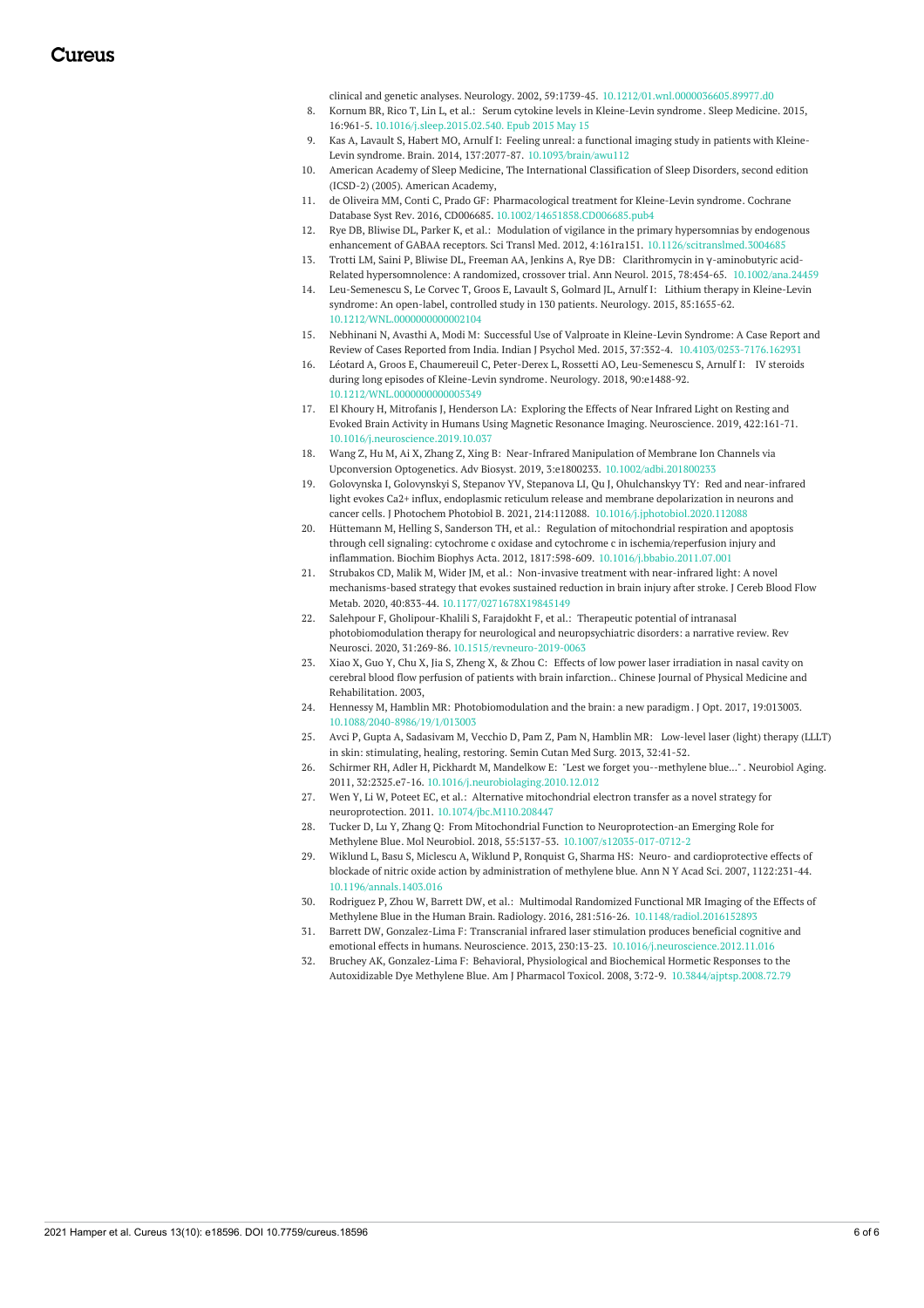clinical and genetic analyses. Neurology. 2002, 59:1739-45. 10.1212/01.wnl.0000036605.89977.d0

8. Kornum BR, Rico T, Lin L, et al.: Serum cytokine levels in Kleine-Levin syndrome. Sleep Medicine. 2015, 16:961-5. 10.1016/j.sleep.2015.02.540. Epub 2015 May 15
9. Kas A, Lavault S, Habert MO, Arnulf I: Feeling unreal: a functional imaging study in patients with Kleine-Levin syndrome. Brain. 2014, 137:2077-87. 10.1093/brain/awu112
10. American Academy of Sleep Medicine, The International Classification of Sleep Disorders, second edition (ICSD-2) (2005). American Academy,
11. de Oliveira MM, Conti C, Prado GF: Pharmacological treatment for Kleine-Levin syndrome. Cochrane Database Syst Rev. 2016, CD006685. 10.1002/14651858.CD006685.pub4
12. Rye DB, Bliwise DL, Parker K, et al.: Modulation of vigilance in the primary hypersomnias by endogenous enhancement of GABAA receptors. Sci Transl Med. 2012, 4:161ra151. 10.1126/scitranslmed.3004685
13. Trotti LM, Saini P, Bliwise DL, Freeman AA, Jenkins A, Rye DB: Clarithromycin in γ-aminobutyric acid-Related hypersomnolence: A randomized, crossover trial. Ann Neurol. 2015, 78:454-65. 10.1002/ana.24459
14. Leu-Semenescu S, Le Corvec T, Groos E, Lavault S, Golmard JL, Arnulf I: Lithium therapy in Kleine-Levin syndrome: An open-label, controlled study in 130 patients. Neurology. 2015, 85:1655-62. 10.1212/WNL.0000000000002104
15. Nebhinani N, Avasthi A, Modi M: Successful Use of Valproate in Kleine-Levin Syndrome: A Case Report and Review of Cases Reported from India. Indian J Psychol Med. 2015, 37:352-4. 10.4103/0253-7176.162931
16. Léotard A, Groos E, Chaumereuil C, Peter-Derex L, Rossetti AO, Leu-Semenescu S, Arnulf I: IV steroids during long episodes of Kleine-Levin syndrome. Neurology. 2018, 90:e1488-92. 10.1212/WNL.0000000000005349
17. El Khoury H, Mitrofanis J, Henderson LA: Exploring the Effects of Near Infrared Light on Resting and Evoked Brain Activity in Humans Using Magnetic Resonance Imaging. Neuroscience. 2019, 422:161-71. 10.1016/j.neuroscience.2019.10.037
18. Wang Z, Hu M, Ai X, Zhang Z, Xing B: Near-Infrared Manipulation of Membrane Ion Channels via Upconversion Optogenetics. Adv Biosyst. 2019, 3:e1800233. 10.1002/adbi.201800233
19. Golovynska I, Golovynskyi S, Stepanov YV, Stepanova LI, Qu J, Ohulchanskyy TY: Red and near-infrared light evokes Ca2+ influx, endoplasmic reticulum release and membrane depolarization in neurons and cancer cells. J Photochem Photobiol B. 2021, 214:112088. 10.1016/j.jphotobiol.2020.112088
20. Hüttemann M, Helling S, Sanderson TH, et al.: Regulation of mitochondrial respiration and apoptosis through cell signaling: cytochrome c oxidase and cytochrome c in ischemia/reperfusion injury and inflammation. Biochim Biophys Acta. 2012, 1817:598-609. 10.1016/j.bbabio.2011.07.001
21. Strubakos CD, Malik M, Wider JM, et al.: Non-invasive treatment with near-infrared light: A novel mechanisms-based strategy that evokes sustained reduction in brain injury after stroke. J Cereb Blood Flow Metab. 2020, 40:833-44. 10.1177/0271678X19845149
22. Salehpour F, Gholipour-Khalili S, Farajdokht F, et al.: Therapeutic potential of intranasal photobiomodulation therapy for neurological and neuropsychiatric disorders: a narrative review. Rev Neurosci. 2020, 31:269-86. 10.1515/revneuro-2019-0063
23. Xiao X, Guo Y, Chu X, Jia S, Zheng X, & Zhou C: Effects of low power laser irradiation in nasal cavity on cerebral blood flow perfusion of patients with brain infarction.. Chinese Journal of Physical Medicine and Rehabilitation. 2003,
24. Hennessy M, Hamblin MR: Photobiomodulation and the brain: a new paradigm. J Opt. 2017, 19:013003. 10.1088/2040-8986/19/1/013003
25. Avci P, Gupta A, Sadasivam M, Vecchio D, Pam Z, Pam N, Hamblin MR: Low-level laser (light) therapy (LLLT) in skin: stimulating, healing, restoring. Semin Cutan Med Surg. 2013, 32:41-52.
26. Schirmer RH, Adler H, Pickhardt M, Mandelkow E: "Lest we forget you--methylene blue…" . Neurobiol Aging. 2011, 32:2325.e7-16. 10.1016/j.neurobiolaging.2010.12.012
27. Wen Y, Li W, Poteet EC, et al.: Alternative mitochondrial electron transfer as a novel strategy for neuroprotection. 2011. 10.1074/jbc.M110.208447
28. Tucker D, Lu Y, Zhang Q: From Mitochondrial Function to Neuroprotection-an Emerging Role for Methylene Blue. Mol Neurobiol. 2018, 55:5137-53. 10.1007/s12035-017-0712-2
29. Wiklund L, Basu S, Miclescu A, Wiklund P, Ronquist G, Sharma HS: Neuro- and cardioprotective effects of blockade of nitric oxide action by administration of methylene blue. Ann N Y Acad Sci. 2007, 1122:231-44. 10.1196/annals.1403.016
30. Rodriguez P, Zhou W, Barrett DW, et al.: Multimodal Randomized Functional MR Imaging of the Effects of Methylene Blue in the Human Brain. Radiology. 2016, 281:516-26. 10.1148/radiol.2016152893
31. Barrett DW, Gonzalez-Lima F: Transcranial infrared laser stimulation produces beneficial cognitive and emotional effects in humans. Neuroscience. 2013, 230:13-23. 10.1016/j.neuroscience.2012.11.016
32. Bruchey AK, Gonzalez-Lima F: Behavioral, Physiological and Biochemical Hormetic Responses to the Autoxidizable Dye Methylene Blue. Am J Pharmacol Toxicol. 2008, 3:72-9. 10.3844/ajptsp.2008.72.79